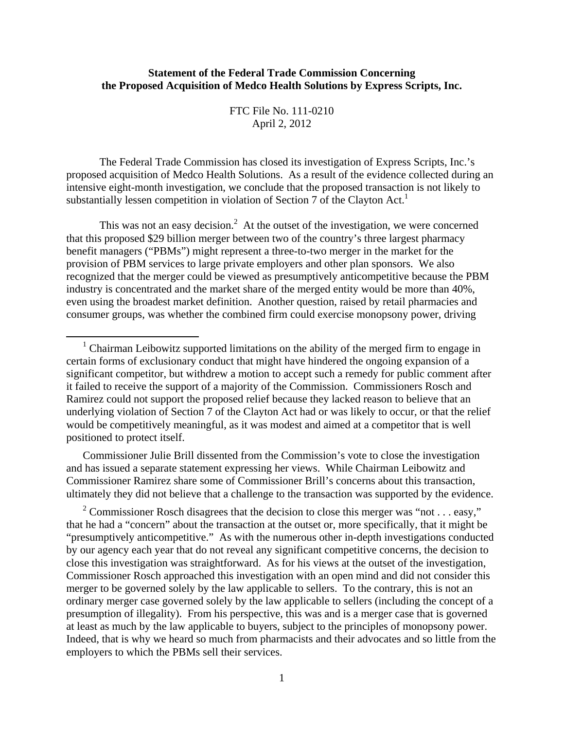**Statement of the Federal Trade Commission Concerning the Proposed Acquisition of Medco Health Solutions by Express Scripts, Inc.**

FTC File No. 111-0210
April 2, 2012

The Federal Trade Commission has closed its investigation of Express Scripts, Inc.'s proposed acquisition of Medco Health Solutions. As a result of the evidence collected during an intensive eight-month investigation, we conclude that the proposed transaction is not likely to substantially lessen competition in violation of Section 7 of the Clayton Act.[1]

This was not an easy decision.[2] At the outset of the investigation, we were concerned that this proposed $29 billion merger between two of the country's three largest pharmacy benefit managers ("PBMs") might represent a three-to-two merger in the market for the provision of PBM services to large private employers and other plan sponsors. We also recognized that the merger could be viewed as presumptively anticompetitive because the PBM industry is concentrated and the market share of the merged entity would be more than 40%, even using the broadest market definition. Another question, raised by retail pharmacies and consumer groups, was whether the combined firm could exercise monopsony power, driving

---

[1] Chairman Leibowitz supported limitations on the ability of the merged firm to engage in certain forms of exclusionary conduct that might have hindered the ongoing expansion of a significant competitor, but withdrew a motion to accept such a remedy for public comment after it failed to receive the support of a majority of the Commission. Commissioners Rosch and Ramirez could not support the proposed relief because they lacked reason to believe that an underlying violation of Section 7 of the Clayton Act had or was likely to occur, or that the relief would be competitively meaningful, as it was modest and aimed at a competitor that is well positioned to protect itself.

Commissioner Julie Brill dissented from the Commission's vote to close the investigation and has issued a separate statement expressing her views. While Chairman Leibowitz and Commissioner Ramirez share some of Commissioner Brill's concerns about this transaction, ultimately they did not believe that a challenge to the transaction was supported by the evidence.

[2] Commissioner Rosch disagrees that the decision to close this merger was "not . . . easy," that he had a "concern" about the transaction at the outset or, more specifically, that it might be "presumptively anticompetitive." As with the numerous other in-depth investigations conducted by our agency each year that do not reveal any significant competitive concerns, the decision to close this investigation was straightforward. As for his views at the outset of the investigation, Commissioner Rosch approached this investigation with an open mind and did not consider this merger to be governed solely by the law applicable to sellers. To the contrary, this is not an ordinary merger case governed solely by the law applicable to sellers (including the concept of a presumption of illegality). From his perspective, this was and is a merger case that is governed at least as much by the law applicable to buyers, subject to the principles of monopsony power. Indeed, that is why we heard so much from pharmacists and their advocates and so little from the employers to which the PBMs sell their services.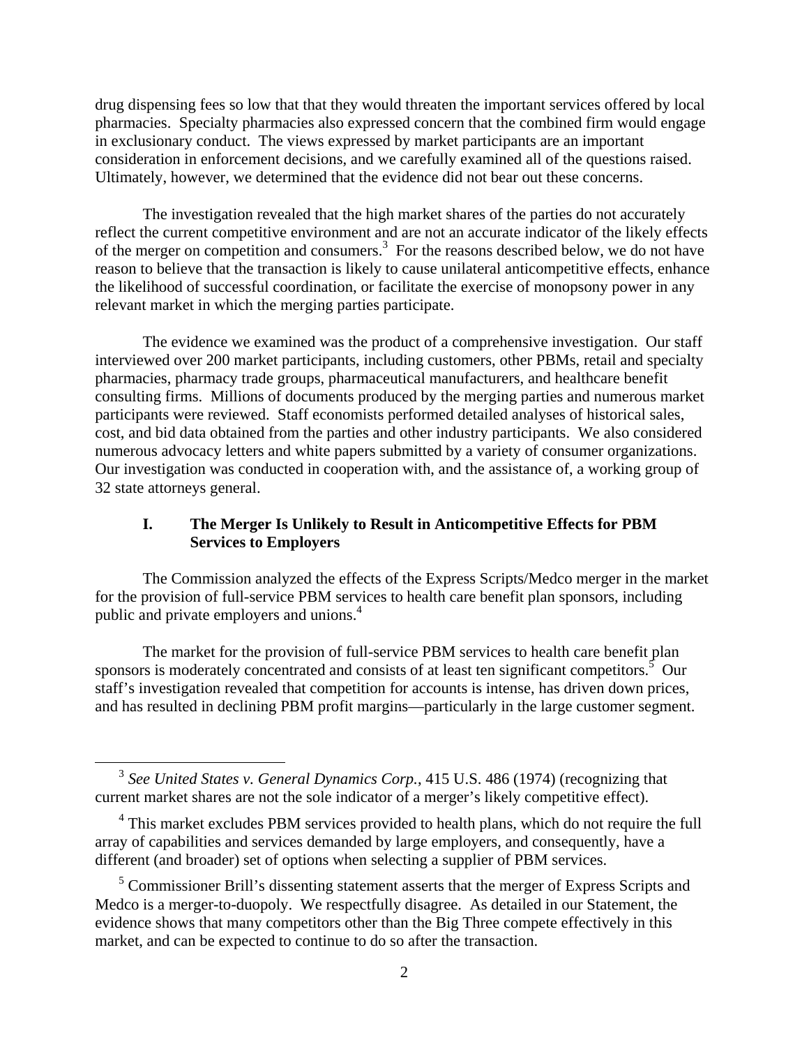drug dispensing fees so low that that they would threaten the important services offered by local pharmacies. Specialty pharmacies also expressed concern that the combined firm would engage in exclusionary conduct. The views expressed by market participants are an important consideration in enforcement decisions, and we carefully examined all of the questions raised. Ultimately, however, we determined that the evidence did not bear out these concerns.

The investigation revealed that the high market shares of the parties do not accurately reflect the current competitive environment and are not an accurate indicator of the likely effects of the merger on competition and consumers.[3] For the reasons described below, we do not have reason to believe that the transaction is likely to cause unilateral anticompetitive effects, enhance the likelihood of successful coordination, or facilitate the exercise of monopsony power in any relevant market in which the merging parties participate.

The evidence we examined was the product of a comprehensive investigation. Our staff interviewed over 200 market participants, including customers, other PBMs, retail and specialty pharmacies, pharmacy trade groups, pharmaceutical manufacturers, and healthcare benefit consulting firms. Millions of documents produced by the merging parties and numerous market participants were reviewed. Staff economists performed detailed analyses of historical sales, cost, and bid data obtained from the parties and other industry participants. We also considered numerous advocacy letters and white papers submitted by a variety of consumer organizations. Our investigation was conducted in cooperation with, and the assistance of, a working group of 32 state attorneys general.

## I. The Merger Is Unlikely to Result in Anticompetitive Effects for PBM Services to Employers

The Commission analyzed the effects of the Express Scripts/Medco merger in the market for the provision of full-service PBM services to health care benefit plan sponsors, including public and private employers and unions.[4]

The market for the provision of full-service PBM services to health care benefit plan sponsors is moderately concentrated and consists of at least ten significant competitors.[5] Our staff's investigation revealed that competition for accounts is intense, has driven down prices, and has resulted in declining PBM profit margins—particularly in the large customer segment.

---

[3] *See United States v. General Dynamics Corp.*, 415 U.S. 486 (1974) (recognizing that current market shares are not the sole indicator of a merger's likely competitive effect).

[4] This market excludes PBM services provided to health plans, which do not require the full array of capabilities and services demanded by large employers, and consequently, have a different (and broader) set of options when selecting a supplier of PBM services.

[5] Commissioner Brill's dissenting statement asserts that the merger of Express Scripts and Medco is a merger-to-duopoly. We respectfully disagree. As detailed in our Statement, the evidence shows that many competitors other than the Big Three compete effectively in this market, and can be expected to continue to do so after the transaction.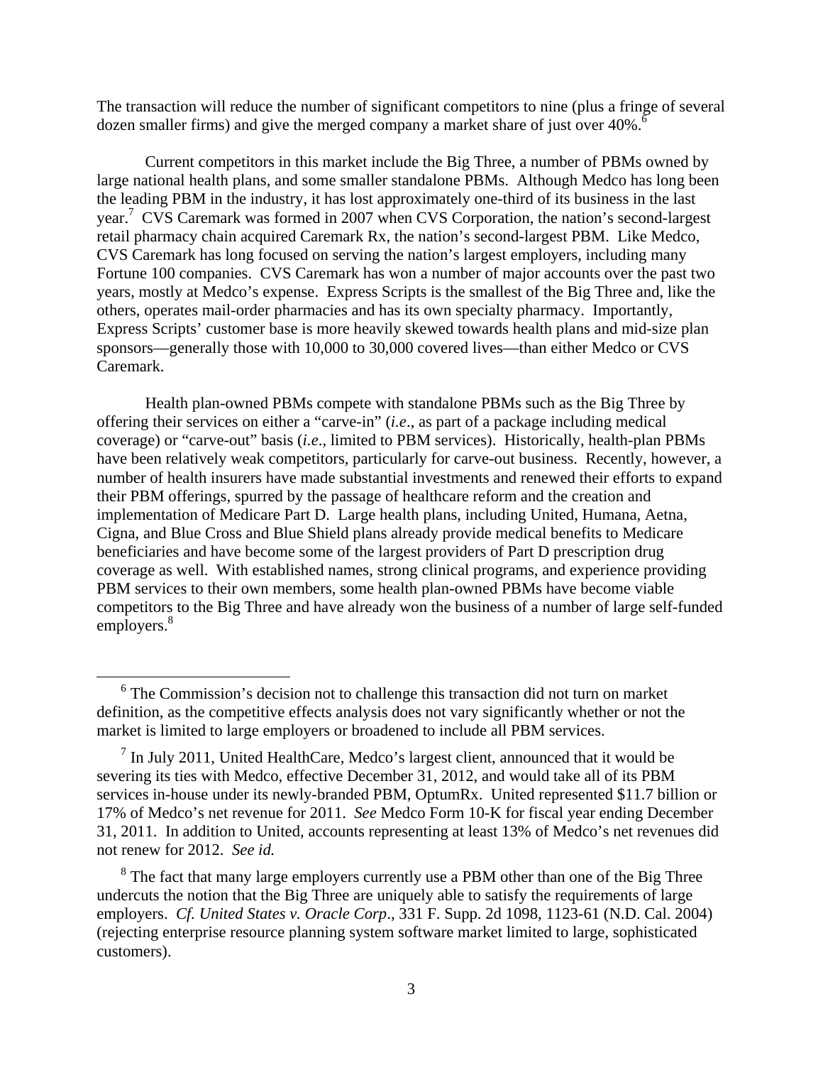The transaction will reduce the number of significant competitors to nine (plus a fringe of several dozen smaller firms) and give the merged company a market share of just over 40%.[6]

Current competitors in this market include the Big Three, a number of PBMs owned by large national health plans, and some smaller standalone PBMs. Although Medco has long been the leading PBM in the industry, it has lost approximately one-third of its business in the last year.[7] CVS Caremark was formed in 2007 when CVS Corporation, the nation's second-largest retail pharmacy chain acquired Caremark Rx, the nation's second-largest PBM. Like Medco, CVS Caremark has long focused on serving the nation's largest employers, including many Fortune 100 companies. CVS Caremark has won a number of major accounts over the past two years, mostly at Medco's expense. Express Scripts is the smallest of the Big Three and, like the others, operates mail-order pharmacies and has its own specialty pharmacy. Importantly, Express Scripts' customer base is more heavily skewed towards health plans and mid-size plan sponsors—generally those with 10,000 to 30,000 covered lives—than either Medco or CVS Caremark.

Health plan-owned PBMs compete with standalone PBMs such as the Big Three by offering their services on either a "carve-in" (*i.e*., as part of a package including medical coverage) or "carve-out" basis (*i.e*., limited to PBM services). Historically, health-plan PBMs have been relatively weak competitors, particularly for carve-out business. Recently, however, a number of health insurers have made substantial investments and renewed their efforts to expand their PBM offerings, spurred by the passage of healthcare reform and the creation and implementation of Medicare Part D. Large health plans, including United, Humana, Aetna, Cigna, and Blue Cross and Blue Shield plans already provide medical benefits to Medicare beneficiaries and have become some of the largest providers of Part D prescription drug coverage as well. With established names, strong clinical programs, and experience providing PBM services to their own members, some health plan-owned PBMs have become viable competitors to the Big Three and have already won the business of a number of large self-funded employers.[8]

---

[6] The Commission's decision not to challenge this transaction did not turn on market definition, as the competitive effects analysis does not vary significantly whether or not the market is limited to large employers or broadened to include all PBM services.

[7] In July 2011, United HealthCare, Medco's largest client, announced that it would be severing its ties with Medco, effective December 31, 2012, and would take all of its PBM services in-house under its newly-branded PBM, OptumRx. United represented $11.7 billion or 17% of Medco's net revenue for 2011. *See* Medco Form 10-K for fiscal year ending December 31, 2011. In addition to United, accounts representing at least 13% of Medco's net revenues did not renew for 2012. *See id.*

[8] The fact that many large employers currently use a PBM other than one of the Big Three undercuts the notion that the Big Three are uniquely able to satisfy the requirements of large employers. *Cf. United States v. Oracle Corp*., 331 F. Supp. 2d 1098, 1123-61 (N.D. Cal. 2004) (rejecting enterprise resource planning system software market limited to large, sophisticated customers).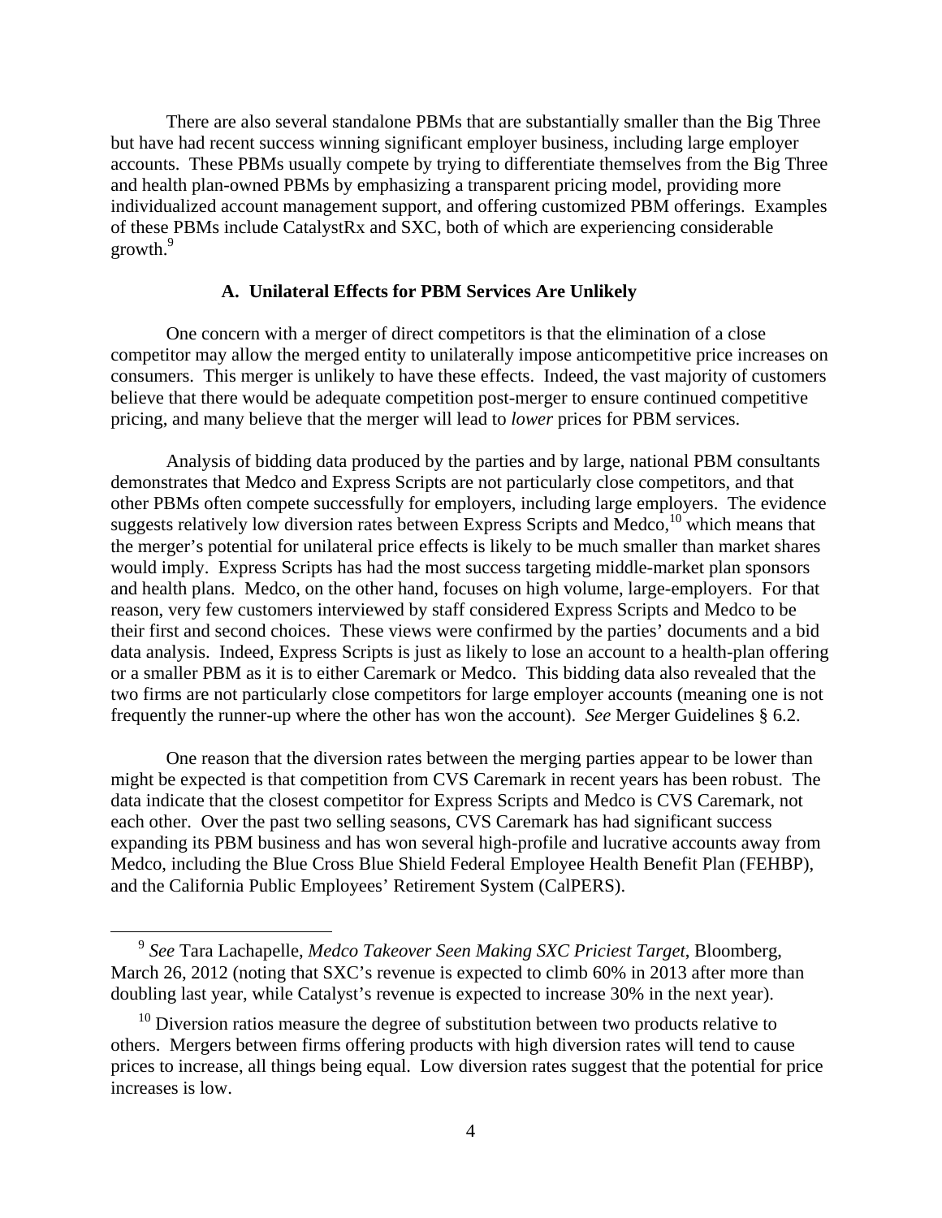There are also several standalone PBMs that are substantially smaller than the Big Three but have had recent success winning significant employer business, including large employer accounts. These PBMs usually compete by trying to differentiate themselves from the Big Three and health plan-owned PBMs by emphasizing a transparent pricing model, providing more individualized account management support, and offering customized PBM offerings. Examples of these PBMs include CatalystRx and SXC, both of which are experiencing considerable growth.[9]

### A. Unilateral Effects for PBM Services Are Unlikely

One concern with a merger of direct competitors is that the elimination of a close competitor may allow the merged entity to unilaterally impose anticompetitive price increases on consumers. This merger is unlikely to have these effects. Indeed, the vast majority of customers believe that there would be adequate competition post-merger to ensure continued competitive pricing, and many believe that the merger will lead to *lower* prices for PBM services.

Analysis of bidding data produced by the parties and by large, national PBM consultants demonstrates that Medco and Express Scripts are not particularly close competitors, and that other PBMs often compete successfully for employers, including large employers. The evidence suggests relatively low diversion rates between Express Scripts and Medco,[10] which means that the merger's potential for unilateral price effects is likely to be much smaller than market shares would imply. Express Scripts has had the most success targeting middle-market plan sponsors and health plans. Medco, on the other hand, focuses on high volume, large-employers. For that reason, very few customers interviewed by staff considered Express Scripts and Medco to be their first and second choices. These views were confirmed by the parties' documents and a bid data analysis. Indeed, Express Scripts is just as likely to lose an account to a health-plan offering or a smaller PBM as it is to either Caremark or Medco. This bidding data also revealed that the two firms are not particularly close competitors for large employer accounts (meaning one is not frequently the runner-up where the other has won the account). *See* Merger Guidelines § 6.2.

One reason that the diversion rates between the merging parties appear to be lower than might be expected is that competition from CVS Caremark in recent years has been robust. The data indicate that the closest competitor for Express Scripts and Medco is CVS Caremark, not each other. Over the past two selling seasons, CVS Caremark has had significant success expanding its PBM business and has won several high-profile and lucrative accounts away from Medco, including the Blue Cross Blue Shield Federal Employee Health Benefit Plan (FEHBP), and the California Public Employees' Retirement System (CalPERS).

---

[9] *See* Tara Lachapelle, *Medco Takeover Seen Making SXC Priciest Target*, Bloomberg, March 26, 2012 (noting that SXC's revenue is expected to climb 60% in 2013 after more than doubling last year, while Catalyst's revenue is expected to increase 30% in the next year).

[10] Diversion ratios measure the degree of substitution between two products relative to others. Mergers between firms offering products with high diversion rates will tend to cause prices to increase, all things being equal. Low diversion rates suggest that the potential for price increases is low.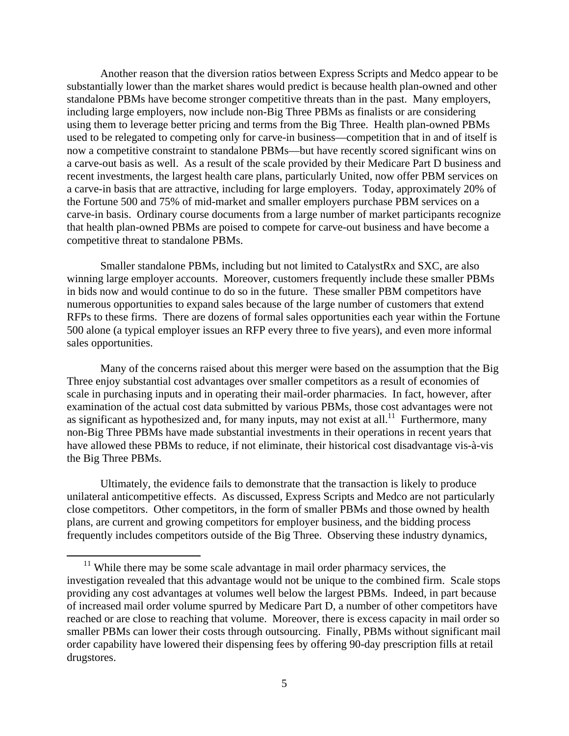Another reason that the diversion ratios between Express Scripts and Medco appear to be substantially lower than the market shares would predict is because health plan-owned and other standalone PBMs have become stronger competitive threats than in the past. Many employers, including large employers, now include non-Big Three PBMs as finalists or are considering using them to leverage better pricing and terms from the Big Three. Health plan-owned PBMs used to be relegated to competing only for carve-in business—competition that in and of itself is now a competitive constraint to standalone PBMs—but have recently scored significant wins on a carve-out basis as well. As a result of the scale provided by their Medicare Part D business and recent investments, the largest health care plans, particularly United, now offer PBM services on a carve-in basis that are attractive, including for large employers. Today, approximately 20% of the Fortune 500 and 75% of mid-market and smaller employers purchase PBM services on a carve-in basis. Ordinary course documents from a large number of market participants recognize that health plan-owned PBMs are poised to compete for carve-out business and have become a competitive threat to standalone PBMs.

Smaller standalone PBMs, including but not limited to CatalystRx and SXC, are also winning large employer accounts. Moreover, customers frequently include these smaller PBMs in bids now and would continue to do so in the future. These smaller PBM competitors have numerous opportunities to expand sales because of the large number of customers that extend RFPs to these firms. There are dozens of formal sales opportunities each year within the Fortune 500 alone (a typical employer issues an RFP every three to five years), and even more informal sales opportunities.

Many of the concerns raised about this merger were based on the assumption that the Big Three enjoy substantial cost advantages over smaller competitors as a result of economies of scale in purchasing inputs and in operating their mail-order pharmacies. In fact, however, after examination of the actual cost data submitted by various PBMs, those cost advantages were not as significant as hypothesized and, for many inputs, may not exist at all.[11] Furthermore, many non-Big Three PBMs have made substantial investments in their operations in recent years that have allowed these PBMs to reduce, if not eliminate, their historical cost disadvantage vis-à-vis the Big Three PBMs.

Ultimately, the evidence fails to demonstrate that the transaction is likely to produce unilateral anticompetitive effects. As discussed, Express Scripts and Medco are not particularly close competitors. Other competitors, in the form of smaller PBMs and those owned by health plans, are current and growing competitors for employer business, and the bidding process frequently includes competitors outside of the Big Three. Observing these industry dynamics,

[11] While there may be some scale advantage in mail order pharmacy services, the investigation revealed that this advantage would not be unique to the combined firm. Scale stops providing any cost advantages at volumes well below the largest PBMs. Indeed, in part because of increased mail order volume spurred by Medicare Part D, a number of other competitors have reached or are close to reaching that volume. Moreover, there is excess capacity in mail order so smaller PBMs can lower their costs through outsourcing. Finally, PBMs without significant mail order capability have lowered their dispensing fees by offering 90-day prescription fills at retail drugstores.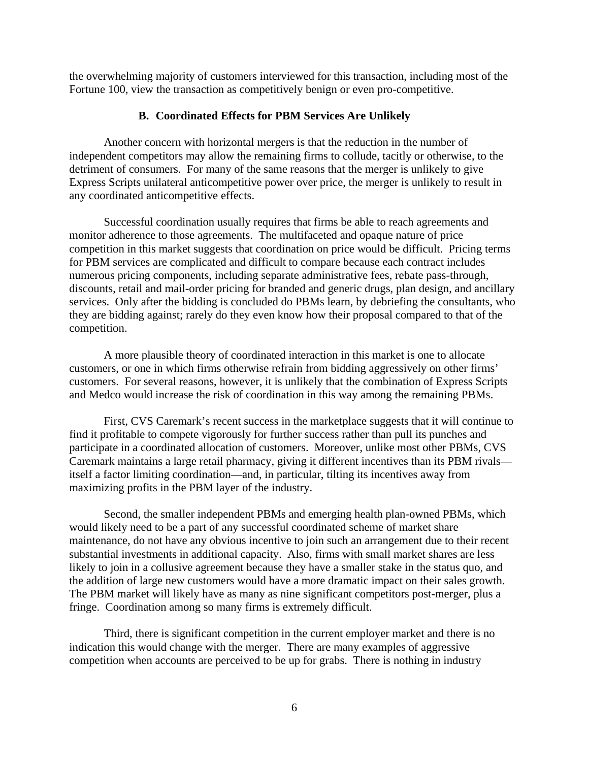the overwhelming majority of customers interviewed for this transaction, including most of the Fortune 100, view the transaction as competitively benign or even pro-competitive.

### B. Coordinated Effects for PBM Services Are Unlikely

Another concern with horizontal mergers is that the reduction in the number of independent competitors may allow the remaining firms to collude, tacitly or otherwise, to the detriment of consumers. For many of the same reasons that the merger is unlikely to give Express Scripts unilateral anticompetitive power over price, the merger is unlikely to result in any coordinated anticompetitive effects.

Successful coordination usually requires that firms be able to reach agreements and monitor adherence to those agreements. The multifaceted and opaque nature of price competition in this market suggests that coordination on price would be difficult. Pricing terms for PBM services are complicated and difficult to compare because each contract includes numerous pricing components, including separate administrative fees, rebate pass-through, discounts, retail and mail-order pricing for branded and generic drugs, plan design, and ancillary services. Only after the bidding is concluded do PBMs learn, by debriefing the consultants, who they are bidding against; rarely do they even know how their proposal compared to that of the competition.

A more plausible theory of coordinated interaction in this market is one to allocate customers, or one in which firms otherwise refrain from bidding aggressively on other firms' customers. For several reasons, however, it is unlikely that the combination of Express Scripts and Medco would increase the risk of coordination in this way among the remaining PBMs.

First, CVS Caremark's recent success in the marketplace suggests that it will continue to find it profitable to compete vigorously for further success rather than pull its punches and participate in a coordinated allocation of customers. Moreover, unlike most other PBMs, CVS Caremark maintains a large retail pharmacy, giving it different incentives than its PBM rivals—itself a factor limiting coordination—and, in particular, tilting its incentives away from maximizing profits in the PBM layer of the industry.

Second, the smaller independent PBMs and emerging health plan-owned PBMs, which would likely need to be a part of any successful coordinated scheme of market share maintenance, do not have any obvious incentive to join such an arrangement due to their recent substantial investments in additional capacity. Also, firms with small market shares are less likely to join in a collusive agreement because they have a smaller stake in the status quo, and the addition of large new customers would have a more dramatic impact on their sales growth. The PBM market will likely have as many as nine significant competitors post-merger, plus a fringe. Coordination among so many firms is extremely difficult.

Third, there is significant competition in the current employer market and there is no indication this would change with the merger. There are many examples of aggressive competition when accounts are perceived to be up for grabs. There is nothing in industry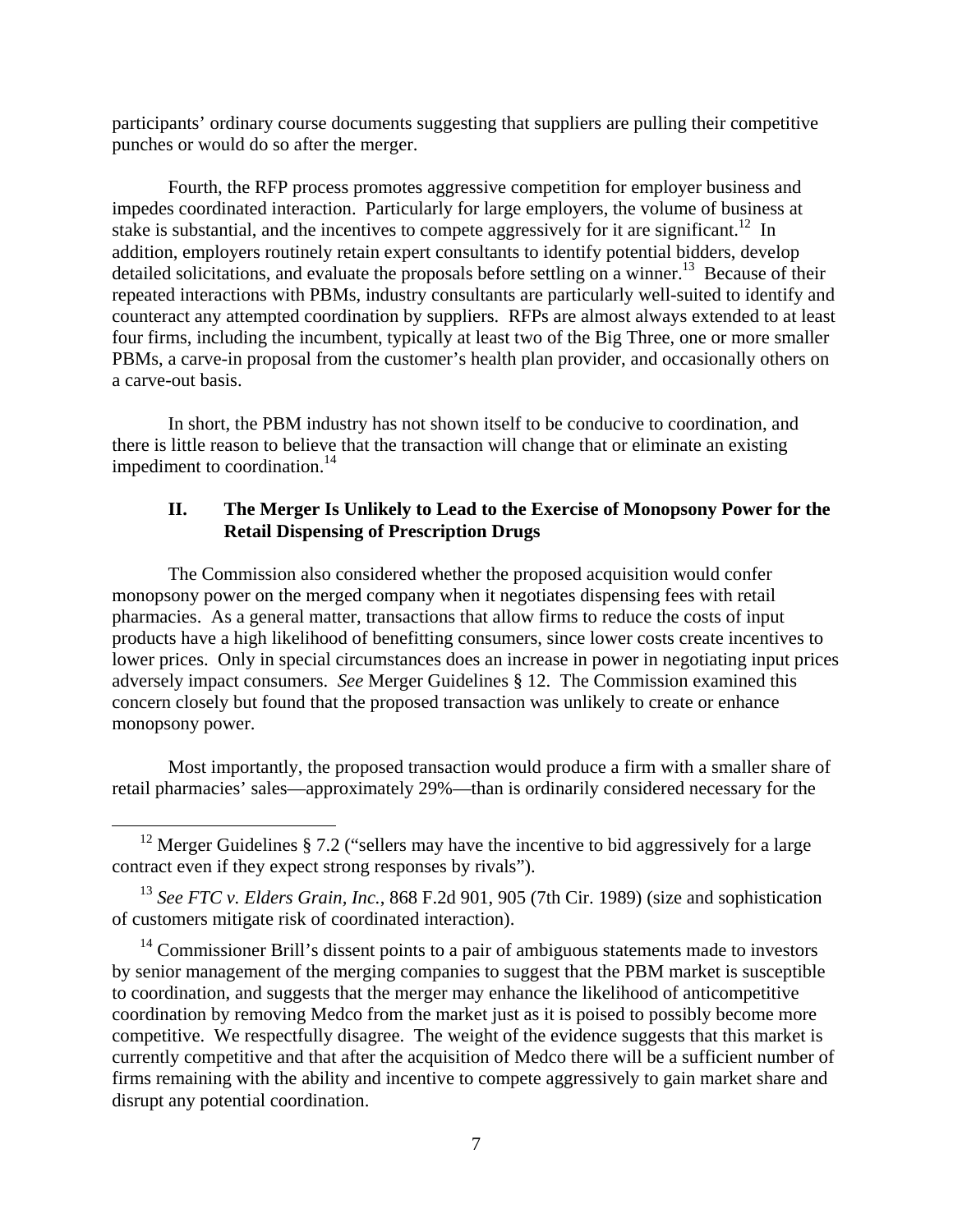participants' ordinary course documents suggesting that suppliers are pulling their competitive punches or would do so after the merger.

Fourth, the RFP process promotes aggressive competition for employer business and impedes coordinated interaction. Particularly for large employers, the volume of business at stake is substantial, and the incentives to compete aggressively for it are significant.[12] In addition, employers routinely retain expert consultants to identify potential bidders, develop detailed solicitations, and evaluate the proposals before settling on a winner.[13] Because of their repeated interactions with PBMs, industry consultants are particularly well-suited to identify and counteract any attempted coordination by suppliers. RFPs are almost always extended to at least four firms, including the incumbent, typically at least two of the Big Three, one or more smaller PBMs, a carve-in proposal from the customer's health plan provider, and occasionally others on a carve-out basis.

In short, the PBM industry has not shown itself to be conducive to coordination, and there is little reason to believe that the transaction will change that or eliminate an existing impediment to coordination.[14]

## II. The Merger Is Unlikely to Lead to the Exercise of Monopsony Power for the Retail Dispensing of Prescription Drugs

The Commission also considered whether the proposed acquisition would confer monopsony power on the merged company when it negotiates dispensing fees with retail pharmacies. As a general matter, transactions that allow firms to reduce the costs of input products have a high likelihood of benefitting consumers, since lower costs create incentives to lower prices. Only in special circumstances does an increase in power in negotiating input prices adversely impact consumers. *See* Merger Guidelines § 12. The Commission examined this concern closely but found that the proposed transaction was unlikely to create or enhance monopsony power.

Most importantly, the proposed transaction would produce a firm with a smaller share of retail pharmacies' sales—approximately 29%—than is ordinarily considered necessary for the

---

[12] Merger Guidelines § 7.2 ("sellers may have the incentive to bid aggressively for a large contract even if they expect strong responses by rivals").

[13] *See FTC v. Elders Grain, Inc.*, 868 F.2d 901, 905 (7th Cir. 1989) (size and sophistication of customers mitigate risk of coordinated interaction).

[14] Commissioner Brill's dissent points to a pair of ambiguous statements made to investors by senior management of the merging companies to suggest that the PBM market is susceptible to coordination, and suggests that the merger may enhance the likelihood of anticompetitive coordination by removing Medco from the market just as it is poised to possibly become more competitive. We respectfully disagree. The weight of the evidence suggests that this market is currently competitive and that after the acquisition of Medco there will be a sufficient number of firms remaining with the ability and incentive to compete aggressively to gain market share and disrupt any potential coordination.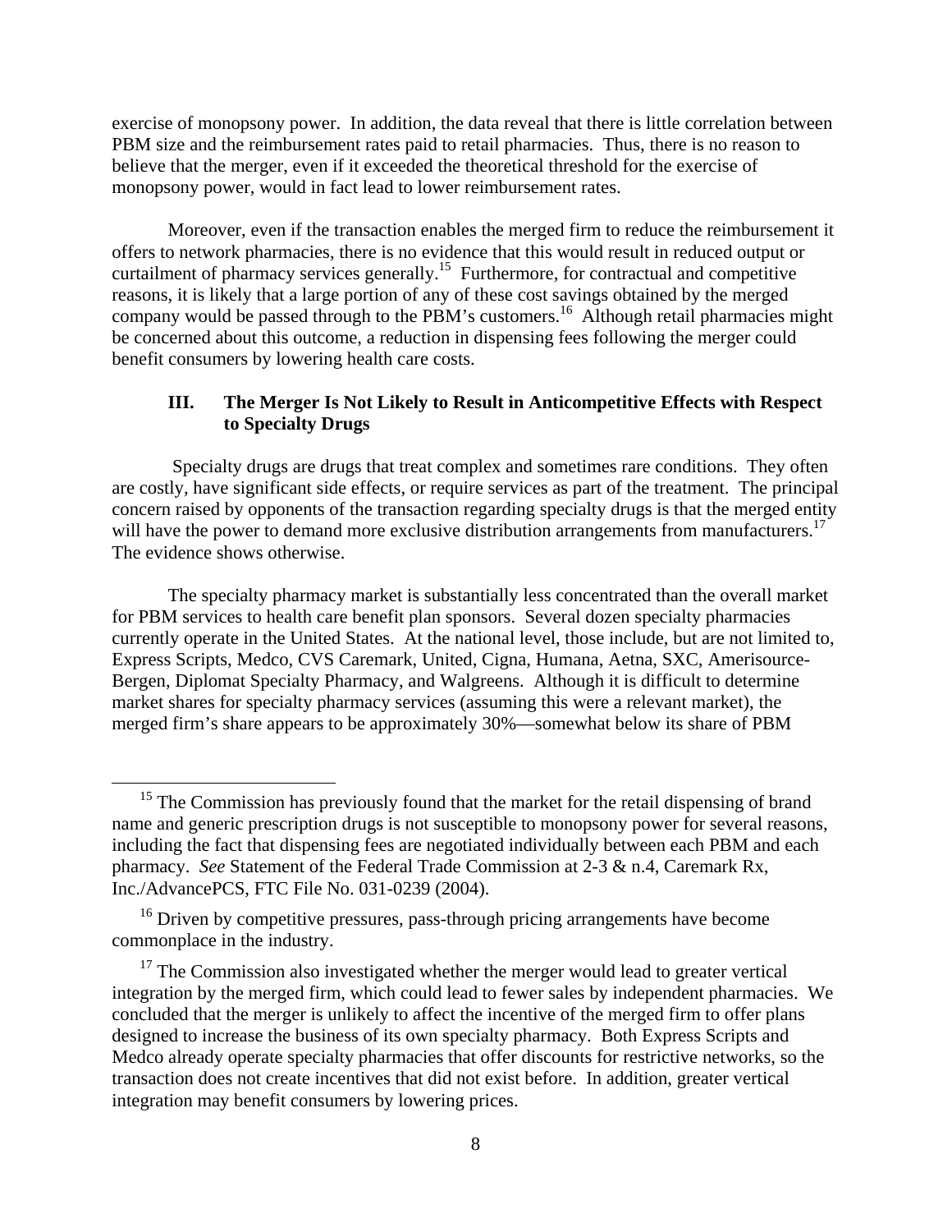exercise of monopsony power. In addition, the data reveal that there is little correlation between PBM size and the reimbursement rates paid to retail pharmacies. Thus, there is no reason to believe that the merger, even if it exceeded the theoretical threshold for the exercise of monopsony power, would in fact lead to lower reimbursement rates.

Moreover, even if the transaction enables the merged firm to reduce the reimbursement it offers to network pharmacies, there is no evidence that this would result in reduced output or curtailment of pharmacy services generally.[15] Furthermore, for contractual and competitive reasons, it is likely that a large portion of any of these cost savings obtained by the merged company would be passed through to the PBM's customers.[16] Although retail pharmacies might be concerned about this outcome, a reduction in dispensing fees following the merger could benefit consumers by lowering health care costs.

### III. The Merger Is Not Likely to Result in Anticompetitive Effects with Respect to Specialty Drugs

Specialty drugs are drugs that treat complex and sometimes rare conditions. They often are costly, have significant side effects, or require services as part of the treatment. The principal concern raised by opponents of the transaction regarding specialty drugs is that the merged entity will have the power to demand more exclusive distribution arrangements from manufacturers.[17] The evidence shows otherwise.

The specialty pharmacy market is substantially less concentrated than the overall market for PBM services to health care benefit plan sponsors. Several dozen specialty pharmacies currently operate in the United States. At the national level, those include, but are not limited to, Express Scripts, Medco, CVS Caremark, United, Cigna, Humana, Aetna, SXC, Amerisource-Bergen, Diplomat Specialty Pharmacy, and Walgreens. Although it is difficult to determine market shares for specialty pharmacy services (assuming this were a relevant market), the merged firm's share appears to be approximately 30%—somewhat below its share of PBM

---

[15] The Commission has previously found that the market for the retail dispensing of brand name and generic prescription drugs is not susceptible to monopsony power for several reasons, including the fact that dispensing fees are negotiated individually between each PBM and each pharmacy. *See* Statement of the Federal Trade Commission at 2-3 & n.4, Caremark Rx, Inc./AdvancePCS, FTC File No. 031-0239 (2004).

[16] Driven by competitive pressures, pass-through pricing arrangements have become commonplace in the industry.

[17] The Commission also investigated whether the merger would lead to greater vertical integration by the merged firm, which could lead to fewer sales by independent pharmacies. We concluded that the merger is unlikely to affect the incentive of the merged firm to offer plans designed to increase the business of its own specialty pharmacy. Both Express Scripts and Medco already operate specialty pharmacies that offer discounts for restrictive networks, so the transaction does not create incentives that did not exist before. In addition, greater vertical integration may benefit consumers by lowering prices.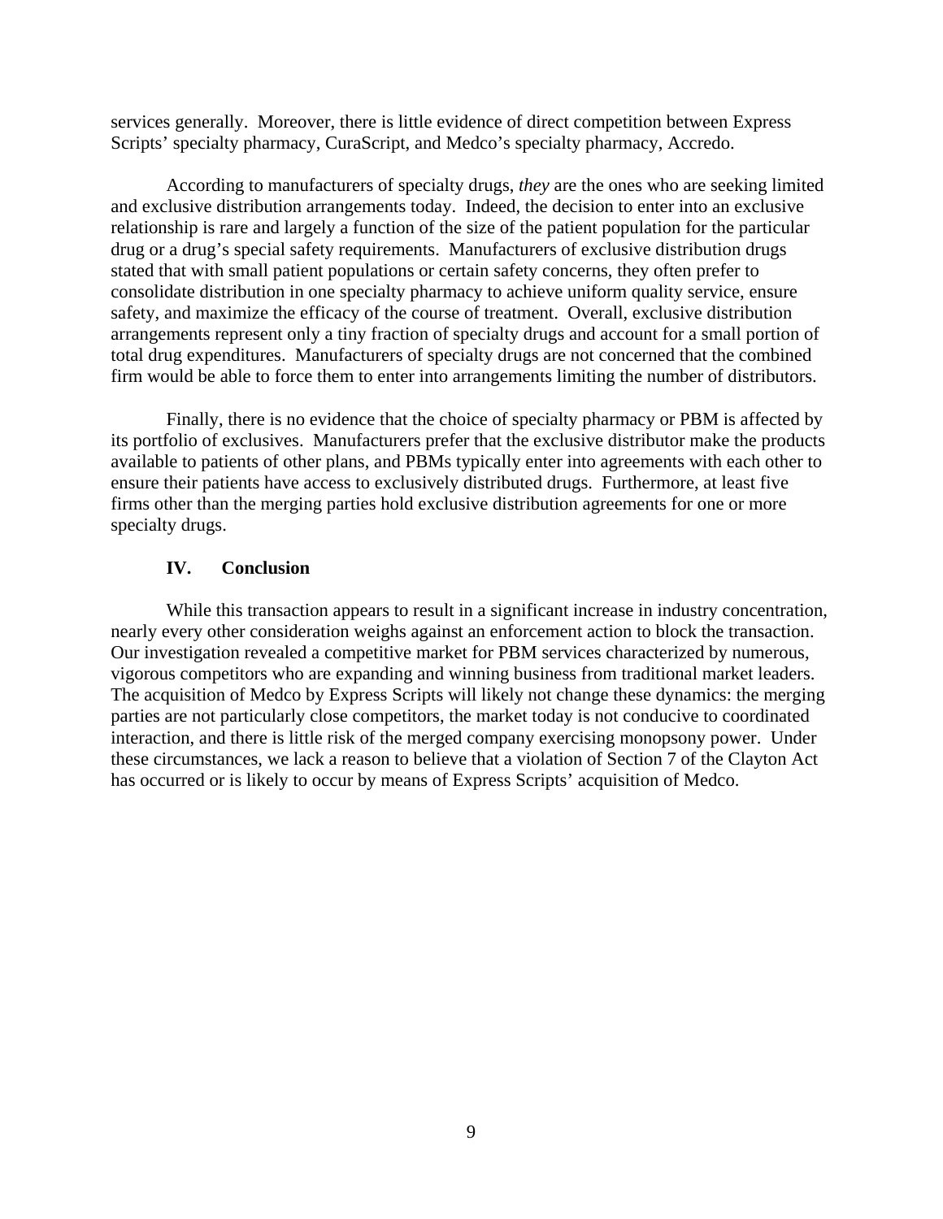services generally. Moreover, there is little evidence of direct competition between Express Scripts' specialty pharmacy, CuraScript, and Medco's specialty pharmacy, Accredo.

According to manufacturers of specialty drugs, *they* are the ones who are seeking limited and exclusive distribution arrangements today. Indeed, the decision to enter into an exclusive relationship is rare and largely a function of the size of the patient population for the particular drug or a drug's special safety requirements. Manufacturers of exclusive distribution drugs stated that with small patient populations or certain safety concerns, they often prefer to consolidate distribution in one specialty pharmacy to achieve uniform quality service, ensure safety, and maximize the efficacy of the course of treatment. Overall, exclusive distribution arrangements represent only a tiny fraction of specialty drugs and account for a small portion of total drug expenditures. Manufacturers of specialty drugs are not concerned that the combined firm would be able to force them to enter into arrangements limiting the number of distributors.

Finally, there is no evidence that the choice of specialty pharmacy or PBM is affected by its portfolio of exclusives. Manufacturers prefer that the exclusive distributor make the products available to patients of other plans, and PBMs typically enter into agreements with each other to ensure their patients have access to exclusively distributed drugs. Furthermore, at least five firms other than the merging parties hold exclusive distribution agreements for one or more specialty drugs.

## IV. Conclusion

While this transaction appears to result in a significant increase in industry concentration, nearly every other consideration weighs against an enforcement action to block the transaction. Our investigation revealed a competitive market for PBM services characterized by numerous, vigorous competitors who are expanding and winning business from traditional market leaders. The acquisition of Medco by Express Scripts will likely not change these dynamics: the merging parties are not particularly close competitors, the market today is not conducive to coordinated interaction, and there is little risk of the merged company exercising monopsony power. Under these circumstances, we lack a reason to believe that a violation of Section 7 of the Clayton Act has occurred or is likely to occur by means of Express Scripts' acquisition of Medco.